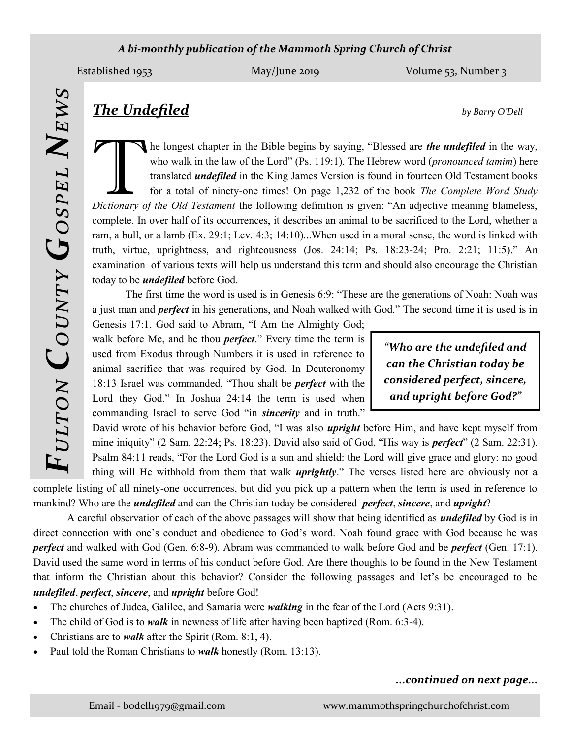# Fulton County Gospel News

*A bi-monthly publication of the Mammoth Spring Church of Christ*

Established 1953 May/June 2019 Volume 53, Number 3

## *The Undefiled*

*by Barry O'Dell*

The longest chapter in the Bible begins by saying, "Blessed are ***the undefiled*** in the way, who walk in the law of the Lord" (Ps. 119:1). The Hebrew word (*pronounced tamim*) here translated ***undefiled*** in the King James Version is found in fourteen Old Testament books for a total of ninety-one times! On page 1,232 of the book *The Complete Word Study Dictionary of the Old Testament* the following definition is given: "An adjective meaning blameless, complete. In over half of its occurrences, it describes an animal to be sacrificed to the Lord, whether a ram, a bull, or a lamb (Ex. 29:1; Lev. 4:3; 14:10)...When used in a moral sense, the word is linked with truth, virtue, uprightness, and righteousness (Jos. 24:14; Ps. 18:23-24; Pro. 2:21; 11:5)." An examination of various texts will help us understand this term and should also encourage the Christian today to be ***undefiled*** before God.

The first time the word is used is in Genesis 6:9: "These are the generations of Noah: Noah was a just man and ***perfect*** in his generations, and Noah walked with God." The second time it is used is in Genesis 17:1. God said to Abram, "I Am the Almighty God; walk before Me, and be thou ***perfect***." Every time the term is used from Exodus through Numbers it is used in reference to animal sacrifice that was required by God. In Deuteronomy 18:13 Israel was commanded, "Thou shalt be ***perfect*** with the Lord they God." In Joshua 24:14 the term is used when commanding Israel to serve God "in ***sincerity*** and in truth." David wrote of his behavior before God, "I was also ***upright*** before Him, and have kept myself from mine iniquity" (2 Sam. 22:24; Ps. 18:23). David also said of God, "His way is ***perfect***" (2 Sam. 22:31). Psalm 84:11 reads, "For the Lord God is a sun and shield: the Lord will give grace and glory: no good thing will He withhold from them that walk ***uprightly***." The verses listed here are obviously not a complete listing of all ninety-one occurrences, but did you pick up a pattern when the term is used in reference to mankind? Who are the ***undefiled*** and can the Christian today be considered ***perfect***, ***sincere***, and ***upright***?

> ***"Who are the undefiled and can the Christian today be considered perfect, sincere, and upright before God?"***

A careful observation of each of the above passages will show that being identified as ***undefiled*** by God is in direct connection with one's conduct and obedience to God's word. Noah found grace with God because he was ***perfect*** and walked with God (Gen. 6:8-9). Abram was commanded to walk before God and be ***perfect*** (Gen. 17:1). David used the same word in terms of his conduct before God. Are there thoughts to be found in the New Testament that inform the Christian about this behavior? Consider the following passages and let's be encouraged to be ***undefiled***, ***perfect***, ***sincere***, and ***upright*** before God!

- The churches of Judea, Galilee, and Samaria were ***walking*** in the fear of the Lord (Acts 9:31).
- The child of God is to ***walk*** in newness of life after having been baptized (Rom. 6:3-4).
- Christians are to ***walk*** after the Spirit (Rom. 8:1, 4).
- Paul told the Roman Christians to ***walk*** honestly (Rom. 13:13).

***...continued on next page...***

Email - bodell1979@gmail.com | www.mammothspringchurchofchrist.com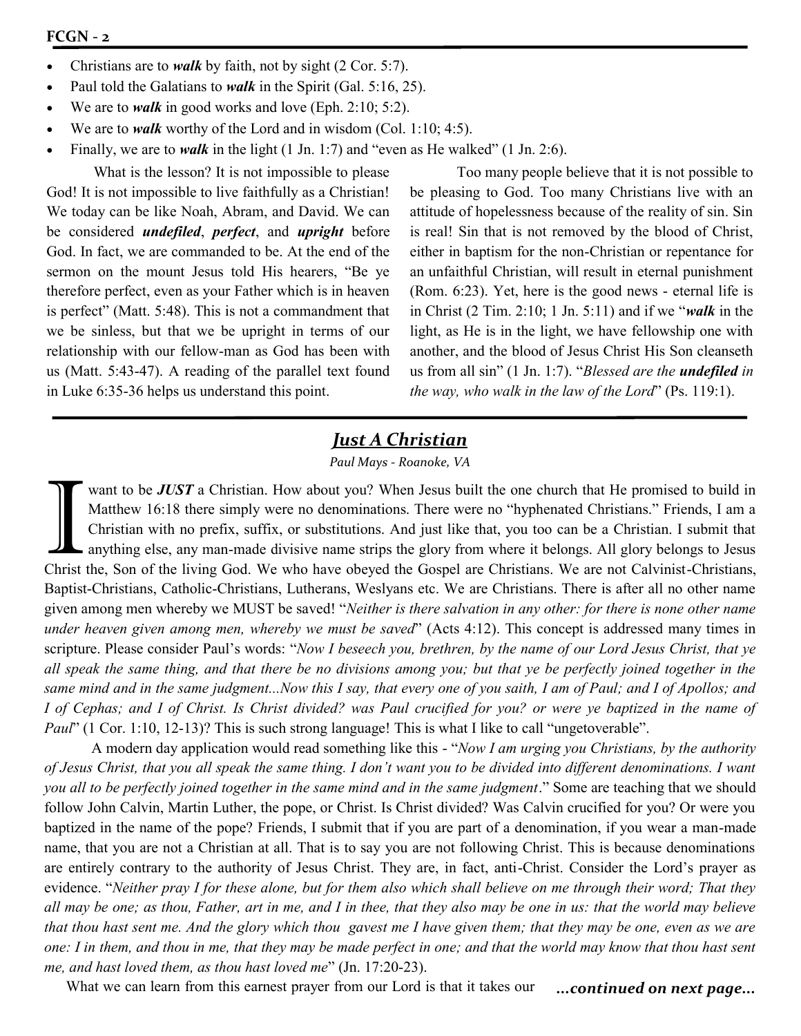- Christians are to ***walk*** by faith, not by sight (2 Cor. 5:7).
- Paul told the Galatians to ***walk*** in the Spirit (Gal. 5:16, 25).
- We are to ***walk*** in good works and love (Eph. 2:10; 5:2).
- We are to ***walk*** worthy of the Lord and in wisdom (Col. 1:10; 4:5).
- Finally, we are to ***walk*** in the light (1 Jn. 1:7) and "even as He walked" (1 Jn. 2:6).

What is the lesson? It is not impossible to please God! It is not impossible to live faithfully as a Christian! We today can be like Noah, Abram, and David. We can be considered ***undefiled***, ***perfect***, and ***upright*** before God. In fact, we are commanded to be. At the end of the sermon on the mount Jesus told His hearers, "Be ye therefore perfect, even as your Father which is in heaven is perfect" (Matt. 5:48). This is not a commandment that we be sinless, but that we be upright in terms of our relationship with our fellow-man as God has been with us (Matt. 5:43-47). A reading of the parallel text found in Luke 6:35-36 helps us understand this point.

Too many people believe that it is not possible to be pleasing to God. Too many Christians live with an attitude of hopelessness because of the reality of sin. Sin is real! Sin that is not removed by the blood of Christ, either in baptism for the non-Christian or repentance for an unfaithful Christian, will result in eternal punishment (Rom. 6:23). Yet, here is the good news - eternal life is in Christ (2 Tim. 2:10; 1 Jn. 5:11) and if we "***walk*** in the light, as He is in the light, we have fellowship one with another, and the blood of Jesus Christ His Son cleanseth us from all sin" (1 Jn. 1:7). "*Blessed are the **undefiled** in the way, who walk in the law of the Lord*" (Ps. 119:1).

---

## *Just A Christian*

*Paul Mays - Roanoke, VA*

I want to be ***JUST*** a Christian. How about you? When Jesus built the one church that He promised to build in Matthew 16:18 there simply were no denominations. There were no "hyphenated Christians." Friends, I am a Christian with no prefix, suffix, or substitutions. And just like that, you too can be a Christian. I submit that anything else, any man-made divisive name strips the glory from where it belongs. All glory belongs to Jesus Christ the, Son of the living God. We who have obeyed the Gospel are Christians. We are not Calvinist-Christians, Baptist-Christians, Catholic-Christians, Lutherans, Weslyans etc. We are Christians. There is after all no other name given among men whereby we MUST be saved! "*Neither is there salvation in any other: for there is none other name under heaven given among men, whereby we must be saved*" (Acts 4:12). This concept is addressed many times in scripture. Please consider Paul's words: "*Now I beseech you, brethren, by the name of our Lord Jesus Christ, that ye all speak the same thing, and that there be no divisions among you; but that ye be perfectly joined together in the same mind and in the same judgment...Now this I say, that every one of you saith, I am of Paul; and I of Apollos; and I of Cephas; and I of Christ. Is Christ divided? was Paul crucified for you? or were ye baptized in the name of Paul*" (1 Cor. 1:10, 12-13)? This is such strong language! This is what I like to call "ungetoverable".

A modern day application would read something like this - "*Now I am urging you Christians, by the authority of Jesus Christ, that you all speak the same thing. I don't want you to be divided into different denominations. I want you all to be perfectly joined together in the same mind and in the same judgment*." Some are teaching that we should follow John Calvin, Martin Luther, the pope, or Christ. Is Christ divided? Was Calvin crucified for you? Or were you baptized in the name of the pope? Friends, I submit that if you are part of a denomination, if you wear a man-made name, that you are not a Christian at all. That is to say you are not following Christ. This is because denominations are entirely contrary to the authority of Jesus Christ. They are, in fact, anti-Christ. Consider the Lord's prayer as evidence. "*Neither pray I for these alone, but for them also which shall believe on me through their word; That they all may be one; as thou, Father, art in me, and I in thee, that they also may be one in us: that the world may believe that thou hast sent me. And the glory which thou gavest me I have given them; that they may be one, even as we are one: I in them, and thou in me, that they may be made perfect in one; and that the world may know that thou hast sent me, and hast loved them, as thou hast loved me*" (Jn. 17:20-23).

What we can learn from this earnest prayer from our Lord is that it takes our ***...continued on next page...***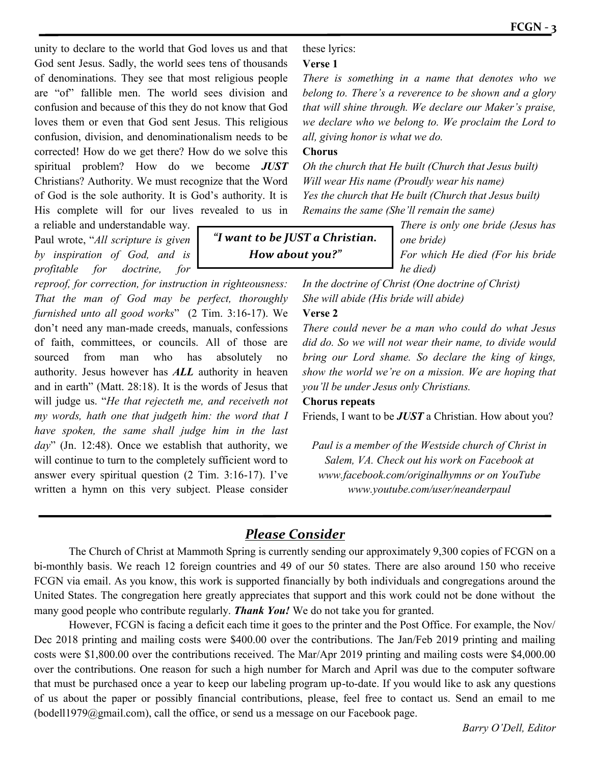unity to declare to the world that God loves us and that God sent Jesus. Sadly, the world sees tens of thousands of denominations. They see that most religious people are "of" fallible men. The world sees division and confusion and because of this they do not know that God loves them or even that God sent Jesus. This religious confusion, division, and denominationalism needs to be corrected! How do we get there? How do we solve this spiritual problem? How do we become ***JUST*** Christians? Authority. We must recognize that the Word of God is the sole authority. It is God's authority. It is His complete will for our lives revealed to us in a reliable and understandable way. Paul wrote, "*All scripture is given by inspiration of God, and is profitable for doctrine, for reproof, for correction, for instruction in righteousness: That the man of God may be perfect, thoroughly furnished unto all good works*" (2 Tim. 3:16-17). We don't need any man-made creeds, manuals, confessions of faith, committees, or councils. All of those are sourced from man who has absolutely no authority. Jesus however has ***ALL*** authority in heaven and in earth" (Matt. 28:18). It is the words of Jesus that will judge us. "*He that rejecteth me, and receiveth not my words, hath one that judgeth him: the word that I have spoken, the same shall judge him in the last day*" (Jn. 12:48). Once we establish that authority, we will continue to turn to the completely sufficient word to answer every spiritual question (2 Tim. 3:16-17). I've written a hymn on this very subject. Please consider these lyrics:

> ***"I want to be JUST a Christian. How about you?"***

**Verse 1**

*There is something in a name that denotes who we belong to. There's a reverence to be shown and a glory that will shine through. We declare our Maker's praise, we declare who we belong to. We proclaim the Lord to all, giving honor is what we do.*

**Chorus**

*Oh the church that He built (Church that Jesus built)*
*Will wear His name (Proudly wear his name)*
*Yes the church that He built (Church that Jesus built)*
*Remains the same (She'll remain the same)*
*There is only one bride (Jesus has one bride)*
*For which He died (For his bride he died)*
*In the doctrine of Christ (One doctrine of Christ)*
*She will abide (His bride will abide)*

**Verse 2**

*There could never be a man who could do what Jesus did do. So we will not wear their name, to divide would bring our Lord shame. So declare the king of kings, show the world we're on a mission. We are hoping that you'll be under Jesus only Christians.*

**Chorus repeats**

Friends, I want to be ***JUST*** a Christian. How about you?

*Paul is a member of the Westside church of Christ in Salem, VA. Check out his work on Facebook at www.facebook.com/originalhymns or on YouTube www.youtube.com/user/neanderpaul*

## ***Please Consider***

The Church of Christ at Mammoth Spring is currently sending our approximately 9,300 copies of FCGN on a bi-monthly basis. We reach 12 foreign countries and 49 of our 50 states. There are also around 150 who receive FCGN via email. As you know, this work is supported financially by both individuals and congregations around the United States. The congregation here greatly appreciates that support and this work could not be done without the many good people who contribute regularly. ***Thank You!*** We do not take you for granted.

However, FCGN is facing a deficit each time it goes to the printer and the Post Office. For example, the Nov/Dec 2018 printing and mailing costs were $400.00 over the contributions. The Jan/Feb 2019 printing and mailing costs were $1,800.00 over the contributions received. The Mar/Apr 2019 printing and mailing costs were $4,000.00 over the contributions. One reason for such a high number for March and April was due to the computer software that must be purchased once a year to keep our labeling program up-to-date. If you would like to ask any questions of us about the paper or possibly financial contributions, please, feel free to contact us. Send an email to me (bodell1979@gmail.com), call the office, or send us a message on our Facebook page.

*Barry O'Dell, Editor*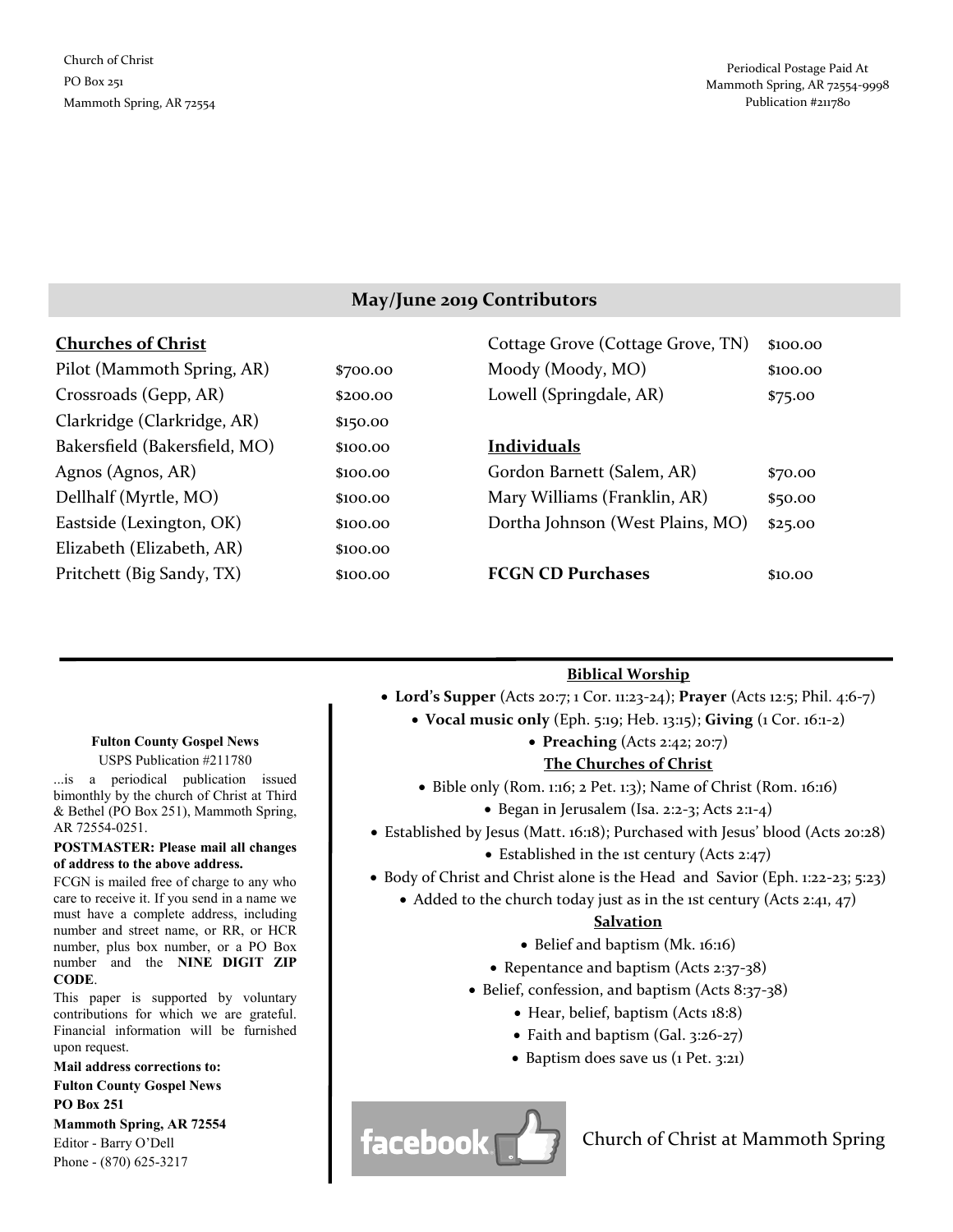Church of Christ
PO Box 251
Mammoth Spring, AR 72554

Periodical Postage Paid At
Mammoth Spring, AR 72554-9998
Publication #211780

## May/June 2019 Contributors

| | | | |
|---|---|---|---|
| **Churches of Christ** | | Cottage Grove (Cottage Grove, TN) | $100.00 |
| Pilot (Mammoth Spring, AR) | $700.00 | Moody (Moody, MO) | $100.00 |
| Crossroads (Gepp, AR) | $200.00 | Lowell (Springdale, AR) | $75.00 |
| Clarkridge (Clarkridge, AR) | $150.00 | | |
| Bakersfield (Bakersfield, MO) | $100.00 | **Individuals** | |
| Agnos (Agnos, AR) | $100.00 | Gordon Barnett (Salem, AR) | $70.00 |
| Dellhalf (Myrtle, MO) | $100.00 | Mary Williams (Franklin, AR) | $50.00 |
| Eastside (Lexington, OK) | $100.00 | Dortha Johnson (West Plains, MO) | $25.00 |
| Elizabeth (Elizabeth, AR) | $100.00 | | |
| Pritchett (Big Sandy, TX) | $100.00 | **FCGN CD Purchases** | $10.00 |

**Fulton County Gospel News**
USPS Publication #211780

...is a periodical publication issued bimonthly by the church of Christ at Third & Bethel (PO Box 251), Mammoth Spring, AR 72554-0251.

**POSTMASTER: Please mail all changes of address to the above address.**

FCGN is mailed free of charge to any who care to receive it. If you send in a name we must have a complete address, including number and street name, or RR, or HCR number, plus box number, or a PO Box number and the **NINE DIGIT ZIP CODE**.

This paper is supported by voluntary contributions for which we are grateful. Financial information will be furnished upon request.

**Mail address corrections to:**
**Fulton County Gospel News**
**PO Box 251**
**Mammoth Spring, AR 72554**
Editor - Barry O'Dell
Phone - (870) 625-3217

### Biblical Worship

- **Lord's Supper** (Acts 20:7; 1 Cor. 11:23-24); **Prayer** (Acts 12:5; Phil. 4:6-7)
- **Vocal music only** (Eph. 5:19; Heb. 13:15); **Giving** (1 Cor. 16:1-2)
- **Preaching** (Acts 2:42; 20:7)

### The Churches of Christ

- Bible only (Rom. 1:16; 2 Pet. 1:3); Name of Christ (Rom. 16:16)
- Began in Jerusalem (Isa. 2:2-3; Acts 2:1-4)
- Established by Jesus (Matt. 16:18); Purchased with Jesus' blood (Acts 20:28)
- Established in the 1st century (Acts 2:47)
- Body of Christ and Christ alone is the Head and Savior (Eph. 1:22-23; 5:23)
- Added to the church today just as in the 1st century (Acts 2:41, 47)

### Salvation

- Belief and baptism (Mk. 16:16)
- Repentance and baptism (Acts 2:37-38)
- Belief, confession, and baptism (Acts 8:37-38)
- Hear, belief, baptism (Acts 18:8)
- Faith and baptism (Gal. 3:26-27)
- Baptism does save us (1 Pet. 3:21)

facebook

Church of Christ at Mammoth Spring